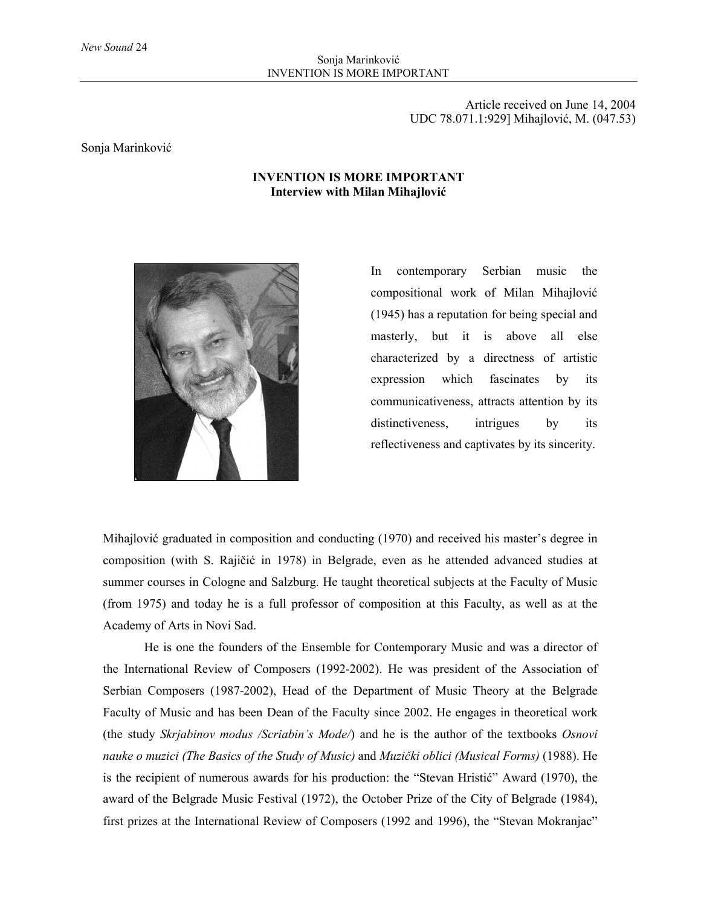Article received on June 14, 2004
UDC 78.071.1:929] Mihajlović, M. (047.53)

Sonja Marinković

# INVENTION IS MORE IMPORTANT
## Interview with Milan Mihajlović

In contemporary Serbian music the compositional work of Milan Mihajlović (1945) has a reputation for being special and masterly, but it is above all else characterized by a directness of artistic expression which fascinates by its communicativeness, attracts attention by its distinctiveness, intrigues by its reflectiveness and captivates by its sincerity.

Mihajlović graduated in composition and conducting (1970) and received his master's degree in composition (with S. Rajičić in 1978) in Belgrade, even as he attended advanced studies at summer courses in Cologne and Salzburg. He taught theoretical subjects at the Faculty of Music (from 1975) and today he is a full professor of composition at this Faculty, as well as at the Academy of Arts in Novi Sad.

He is one the founders of the Ensemble for Contemporary Music and was a director of the International Review of Composers (1992-2002). He was president of the Association of Serbian Composers (1987-2002), Head of the Department of Music Theory at the Belgrade Faculty of Music and has been Dean of the Faculty since 2002. He engages in theoretical work (the study *Skrjabinov modus /Scriabin's Mode/*) and he is the author of the textbooks *Osnovi nauke o muzici (The Basics of the Study of Music)* and *Muzički oblici (Musical Forms)* (1988). He is the recipient of numerous awards for his production: the "Stevan Hristić" Award (1970), the award of the Belgrade Music Festival (1972), the October Prize of the City of Belgrade (1984), first prizes at the International Review of Composers (1992 and 1996), the "Stevan Mokranjac"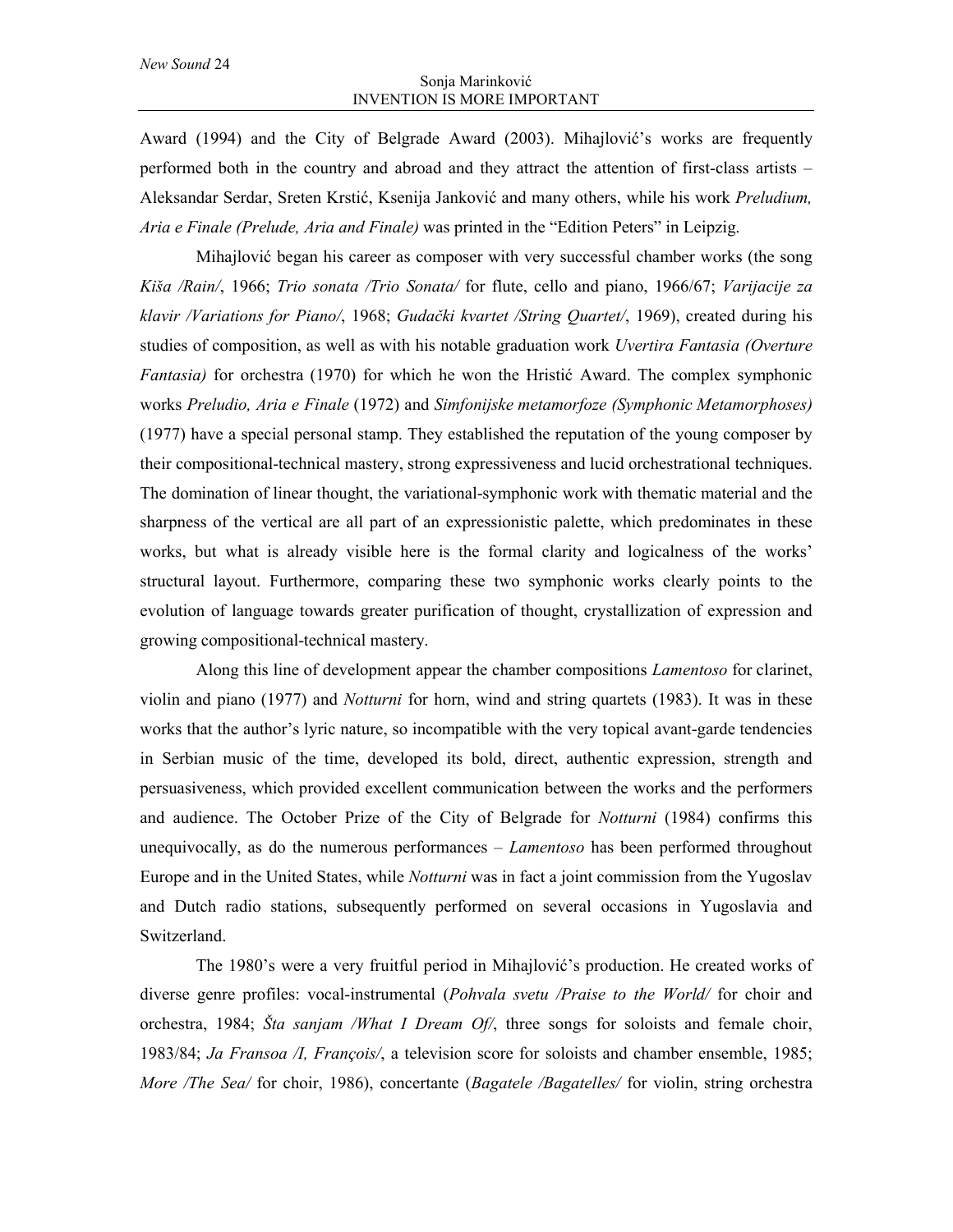Award (1994) and the City of Belgrade Award (2003). Mihajlović's works are frequently performed both in the country and abroad and they attract the attention of first-class artists – Aleksandar Serdar, Sreten Krstić, Ksenija Janković and many others, while his work *Preludium, Aria e Finale (Prelude, Aria and Finale)* was printed in the "Edition Peters" in Leipzig.

Mihajlović began his career as composer with very successful chamber works (the song *Kiša /Rain/*, 1966; *Trio sonata /Trio Sonata/* for flute, cello and piano, 1966/67; *Varijacije za klavir /Variations for Piano/*, 1968; *Gudački kvartet /String Quartet/*, 1969), created during his studies of composition, as well as with his notable graduation work *Uvertira Fantasia (Overture Fantasia)* for orchestra (1970) for which he won the Hristić Award. The complex symphonic works *Preludio, Aria e Finale* (1972) and *Simfonijske metamorfoze (Symphonic Metamorphoses)* (1977) have a special personal stamp. They established the reputation of the young composer by their compositional-technical mastery, strong expressiveness and lucid orchestrational techniques. The domination of linear thought, the variational-symphonic work with thematic material and the sharpness of the vertical are all part of an expressionistic palette, which predominates in these works, but what is already visible here is the formal clarity and logicalness of the works' structural layout. Furthermore, comparing these two symphonic works clearly points to the evolution of language towards greater purification of thought, crystallization of expression and growing compositional-technical mastery.

Along this line of development appear the chamber compositions *Lamentoso* for clarinet, violin and piano (1977) and *Notturni* for horn, wind and string quartets (1983). It was in these works that the author's lyric nature, so incompatible with the very topical avant-garde tendencies in Serbian music of the time, developed its bold, direct, authentic expression, strength and persuasiveness, which provided excellent communication between the works and the performers and audience. The October Prize of the City of Belgrade for *Notturni* (1984) confirms this unequivocally, as do the numerous performances – *Lamentoso* has been performed throughout Europe and in the United States, while *Notturni* was in fact a joint commission from the Yugoslav and Dutch radio stations, subsequently performed on several occasions in Yugoslavia and Switzerland.

The 1980's were a very fruitful period in Mihajlović's production. He created works of diverse genre profiles: vocal-instrumental (*Pohvala svetu /Praise to the World/* for choir and orchestra, 1984; *Šta sanjam /What I Dream Of/*, three songs for soloists and female choir, 1983/84; *Ja Fransoa /I, François/*, a television score for soloists and chamber ensemble, 1985; *More /The Sea/* for choir, 1986), concertante (*Bagatele /Bagatelles/* for violin, string orchestra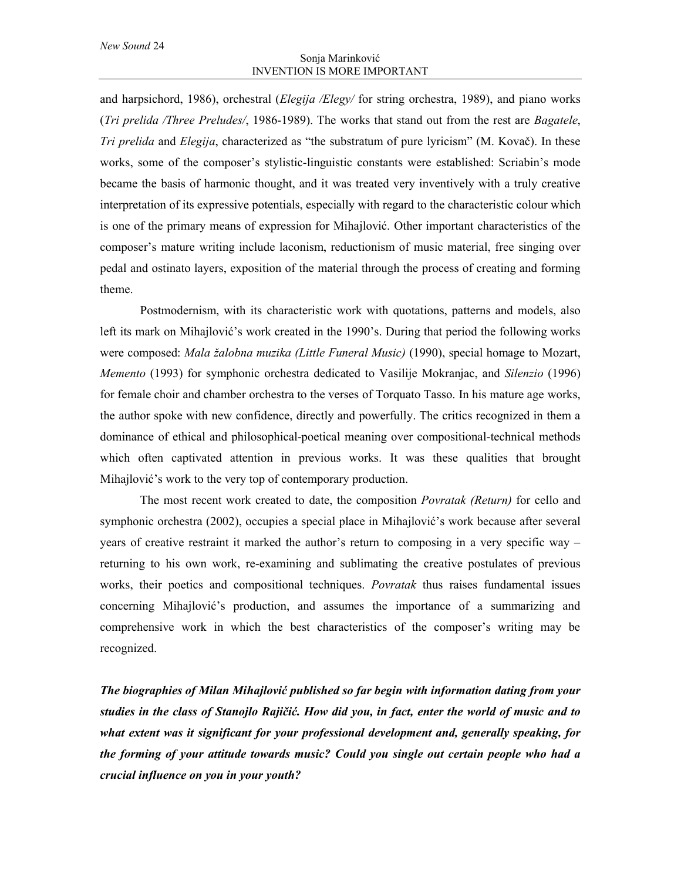and harpsichord, 1986), orchestral (*Elegija /Elegy/* for string orchestra, 1989), and piano works (*Tri prelida /Three Preludes/*, 1986-1989). The works that stand out from the rest are *Bagatele*, *Tri prelida* and *Elegija*, characterized as "the substratum of pure lyricism" (M. Kovač). In these works, some of the composer's stylistic-linguistic constants were established: Scriabin's mode became the basis of harmonic thought, and it was treated very inventively with a truly creative interpretation of its expressive potentials, especially with regard to the characteristic colour which is one of the primary means of expression for Mihajlović. Other important characteristics of the composer's mature writing include laconism, reductionism of music material, free singing over pedal and ostinato layers, exposition of the material through the process of creating and forming theme.

Postmodernism, with its characteristic work with quotations, patterns and models, also left its mark on Mihajlović's work created in the 1990's. During that period the following works were composed: *Mala žalobna muzika (Little Funeral Music)* (1990), special homage to Mozart, *Memento* (1993) for symphonic orchestra dedicated to Vasilije Mokranjac, and *Silenzio* (1996) for female choir and chamber orchestra to the verses of Torquato Tasso. In his mature age works, the author spoke with new confidence, directly and powerfully. The critics recognized in them a dominance of ethical and philosophical-poetical meaning over compositional-technical methods which often captivated attention in previous works. It was these qualities that brought Mihajlović's work to the very top of contemporary production.

The most recent work created to date, the composition *Povratak (Return)* for cello and symphonic orchestra (2002), occupies a special place in Mihajlović's work because after several years of creative restraint it marked the author's return to composing in a very specific way – returning to his own work, re-examining and sublimating the creative postulates of previous works, their poetics and compositional techniques. *Povratak* thus raises fundamental issues concerning Mihajlović's production, and assumes the importance of a summarizing and comprehensive work in which the best characteristics of the composer's writing may be recognized.

***The biographies of Milan Mihajlović published so far begin with information dating from your studies in the class of Stanojlo Rajičić. How did you, in fact, enter the world of music and to what extent was it significant for your professional development and, generally speaking, for the forming of your attitude towards music? Could you single out certain people who had a crucial influence on you in your youth?***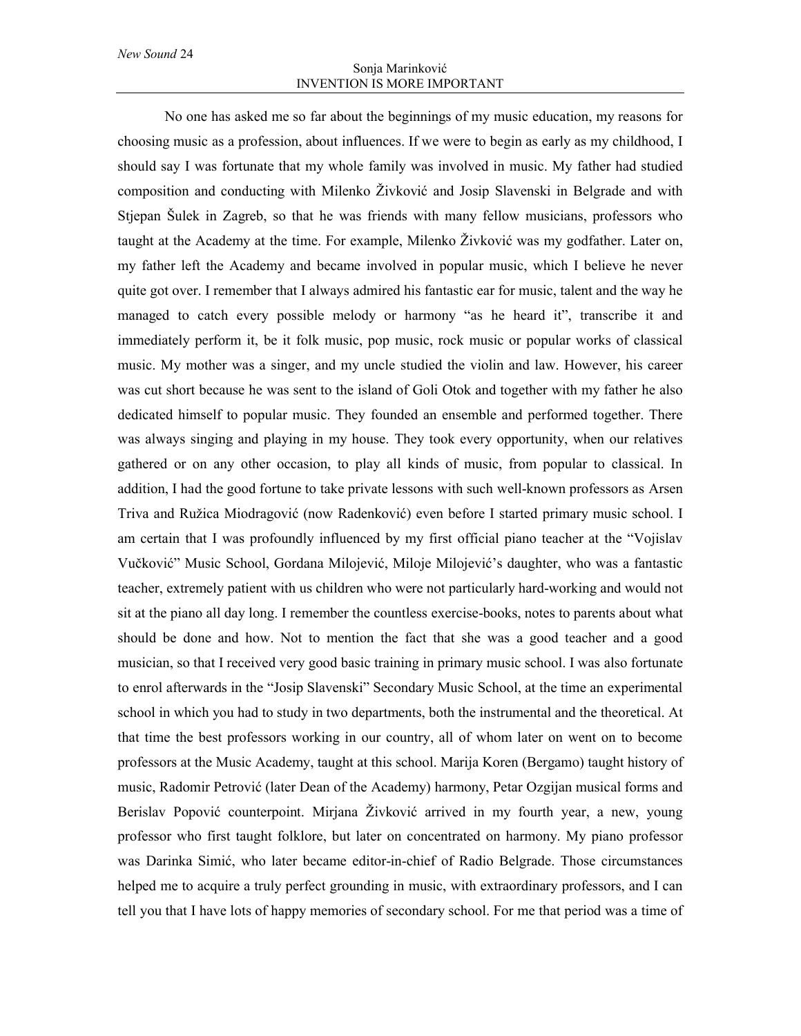No one has asked me so far about the beginnings of my music education, my reasons for choosing music as a profession, about influences. If we were to begin as early as my childhood, I should say I was fortunate that my whole family was involved in music. My father had studied composition and conducting with Milenko Živković and Josip Slavenski in Belgrade and with Stjepan Šulek in Zagreb, so that he was friends with many fellow musicians, professors who taught at the Academy at the time. For example, Milenko Živković was my godfather. Later on, my father left the Academy and became involved in popular music, which I believe he never quite got over. I remember that I always admired his fantastic ear for music, talent and the way he managed to catch every possible melody or harmony "as he heard it", transcribe it and immediately perform it, be it folk music, pop music, rock music or popular works of classical music. My mother was a singer, and my uncle studied the violin and law. However, his career was cut short because he was sent to the island of Goli Otok and together with my father he also dedicated himself to popular music. They founded an ensemble and performed together. There was always singing and playing in my house. They took every opportunity, when our relatives gathered or on any other occasion, to play all kinds of music, from popular to classical. In addition, I had the good fortune to take private lessons with such well-known professors as Arsen Triva and Ružica Miodragović (now Radenković) even before I started primary music school. I am certain that I was profoundly influenced by my first official piano teacher at the "Vojislav Vučković" Music School, Gordana Milojević, Miloje Milojević's daughter, who was a fantastic teacher, extremely patient with us children who were not particularly hard-working and would not sit at the piano all day long. I remember the countless exercise-books, notes to parents about what should be done and how. Not to mention the fact that she was a good teacher and a good musician, so that I received very good basic training in primary music school. I was also fortunate to enrol afterwards in the "Josip Slavenski" Secondary Music School, at the time an experimental school in which you had to study in two departments, both the instrumental and the theoretical. At that time the best professors working in our country, all of whom later on went on to become professors at the Music Academy, taught at this school. Marija Koren (Bergamo) taught history of music, Radomir Petrović (later Dean of the Academy) harmony, Petar Ozgijan musical forms and Berislav Popović counterpoint. Mirjana Živković arrived in my fourth year, a new, young professor who first taught folklore, but later on concentrated on harmony. My piano professor was Darinka Simić, who later became editor-in-chief of Radio Belgrade. Those circumstances helped me to acquire a truly perfect grounding in music, with extraordinary professors, and I can tell you that I have lots of happy memories of secondary school. For me that period was a time of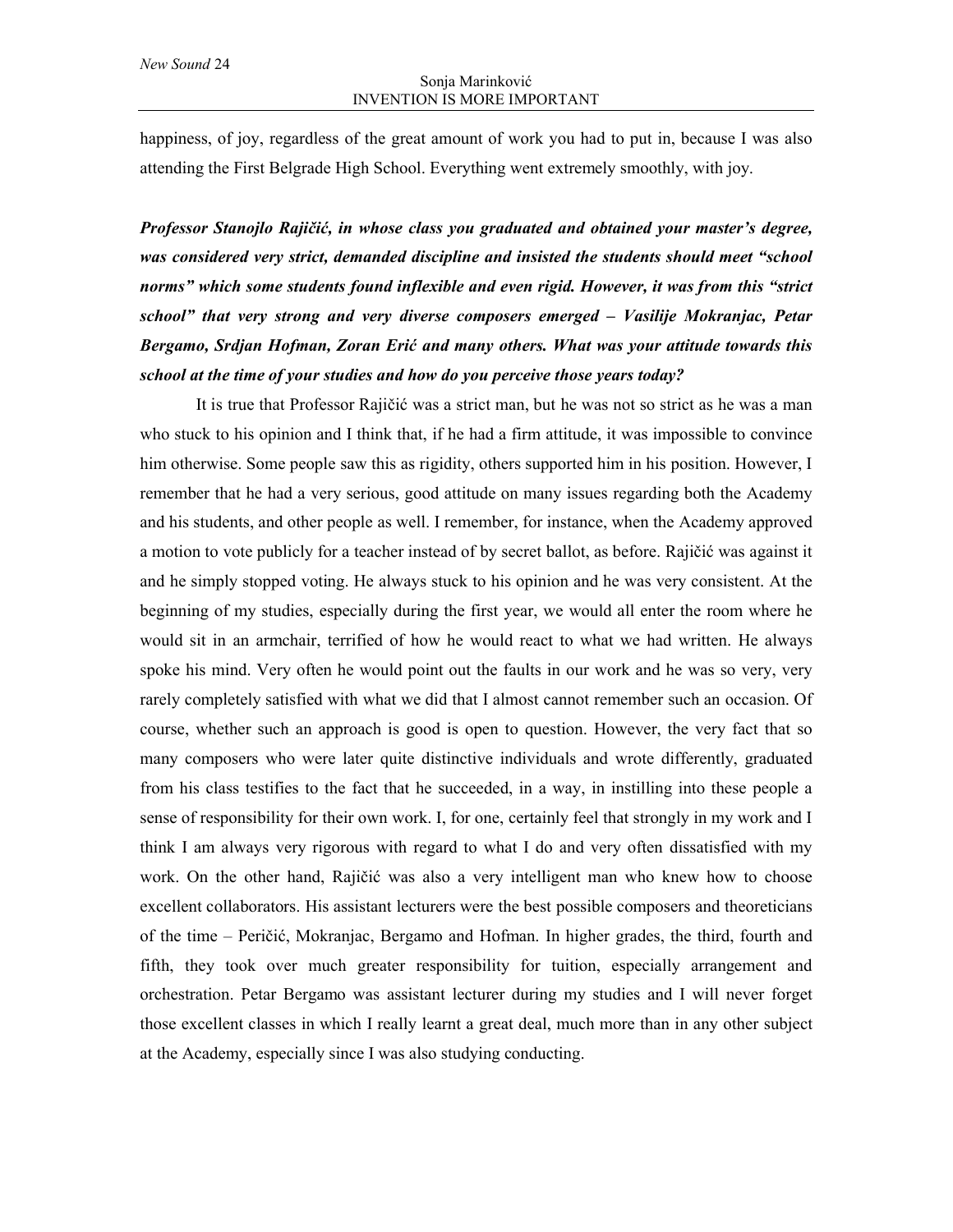happiness, of joy, regardless of the great amount of work you had to put in, because I was also attending the First Belgrade High School. Everything went extremely smoothly, with joy.

***Professor Stanojlo Rajičić, in whose class you graduated and obtained your master's degree, was considered very strict, demanded discipline and insisted the students should meet "school norms" which some students found inflexible and even rigid. However, it was from this "strict school" that very strong and very diverse composers emerged – Vasilije Mokranjac, Petar Bergamo, Srdjan Hofman, Zoran Erić and many others. What was your attitude towards this school at the time of your studies and how do you perceive those years today?***

It is true that Professor Rajičić was a strict man, but he was not so strict as he was a man who stuck to his opinion and I think that, if he had a firm attitude, it was impossible to convince him otherwise. Some people saw this as rigidity, others supported him in his position. However, I remember that he had a very serious, good attitude on many issues regarding both the Academy and his students, and other people as well. I remember, for instance, when the Academy approved a motion to vote publicly for a teacher instead of by secret ballot, as before. Rajičić was against it and he simply stopped voting. He always stuck to his opinion and he was very consistent. At the beginning of my studies, especially during the first year, we would all enter the room where he would sit in an armchair, terrified of how he would react to what we had written. He always spoke his mind. Very often he would point out the faults in our work and he was so very, very rarely completely satisfied with what we did that I almost cannot remember such an occasion. Of course, whether such an approach is good is open to question. However, the very fact that so many composers who were later quite distinctive individuals and wrote differently, graduated from his class testifies to the fact that he succeeded, in a way, in instilling into these people a sense of responsibility for their own work. I, for one, certainly feel that strongly in my work and I think I am always very rigorous with regard to what I do and very often dissatisfied with my work. On the other hand, Rajičić was also a very intelligent man who knew how to choose excellent collaborators. His assistant lecturers were the best possible composers and theoreticians of the time – Peričić, Mokranjac, Bergamo and Hofman. In higher grades, the third, fourth and fifth, they took over much greater responsibility for tuition, especially arrangement and orchestration. Petar Bergamo was assistant lecturer during my studies and I will never forget those excellent classes in which I really learnt a great deal, much more than in any other subject at the Academy, especially since I was also studying conducting.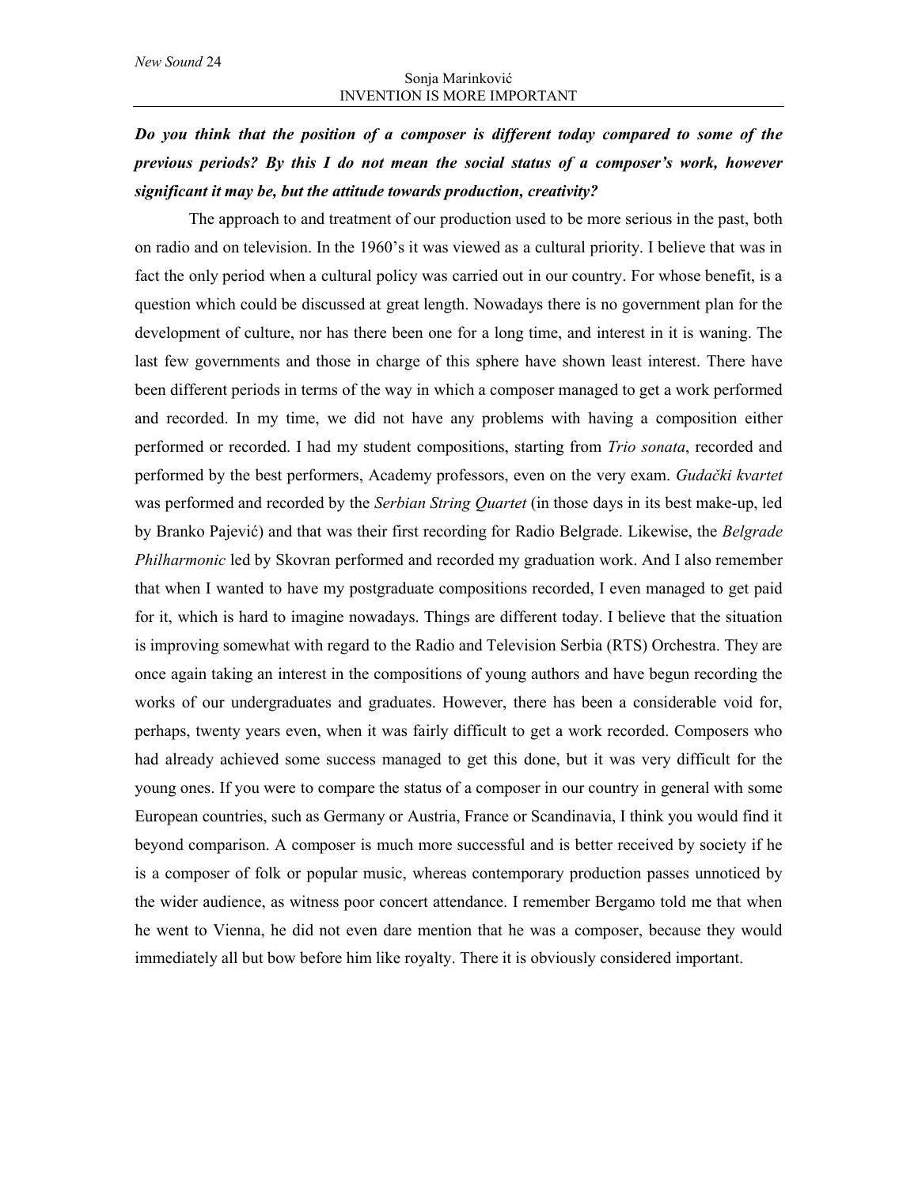***Do you think that the position of a composer is different today compared to some of the previous periods? By this I do not mean the social status of a composer's work, however significant it may be, but the attitude towards production, creativity?***

The approach to and treatment of our production used to be more serious in the past, both on radio and on television. In the 1960's it was viewed as a cultural priority. I believe that was in fact the only period when a cultural policy was carried out in our country. For whose benefit, is a question which could be discussed at great length. Nowadays there is no government plan for the development of culture, nor has there been one for a long time, and interest in it is waning. The last few governments and those in charge of this sphere have shown least interest. There have been different periods in terms of the way in which a composer managed to get a work performed and recorded. In my time, we did not have any problems with having a composition either performed or recorded. I had my student compositions, starting from *Trio sonata*, recorded and performed by the best performers, Academy professors, even on the very exam. *Gudački kvartet* was performed and recorded by the *Serbian String Quartet* (in those days in its best make-up, led by Branko Pajević) and that was their first recording for Radio Belgrade. Likewise, the *Belgrade Philharmonic* led by Skovran performed and recorded my graduation work. And I also remember that when I wanted to have my postgraduate compositions recorded, I even managed to get paid for it, which is hard to imagine nowadays. Things are different today. I believe that the situation is improving somewhat with regard to the Radio and Television Serbia (RTS) Orchestra. They are once again taking an interest in the compositions of young authors and have begun recording the works of our undergraduates and graduates. However, there has been a considerable void for, perhaps, twenty years even, when it was fairly difficult to get a work recorded. Composers who had already achieved some success managed to get this done, but it was very difficult for the young ones. If you were to compare the status of a composer in our country in general with some European countries, such as Germany or Austria, France or Scandinavia, I think you would find it beyond comparison. A composer is much more successful and is better received by society if he is a composer of folk or popular music, whereas contemporary production passes unnoticed by the wider audience, as witness poor concert attendance. I remember Bergamo told me that when he went to Vienna, he did not even dare mention that he was a composer, because they would immediately all but bow before him like royalty. There it is obviously considered important.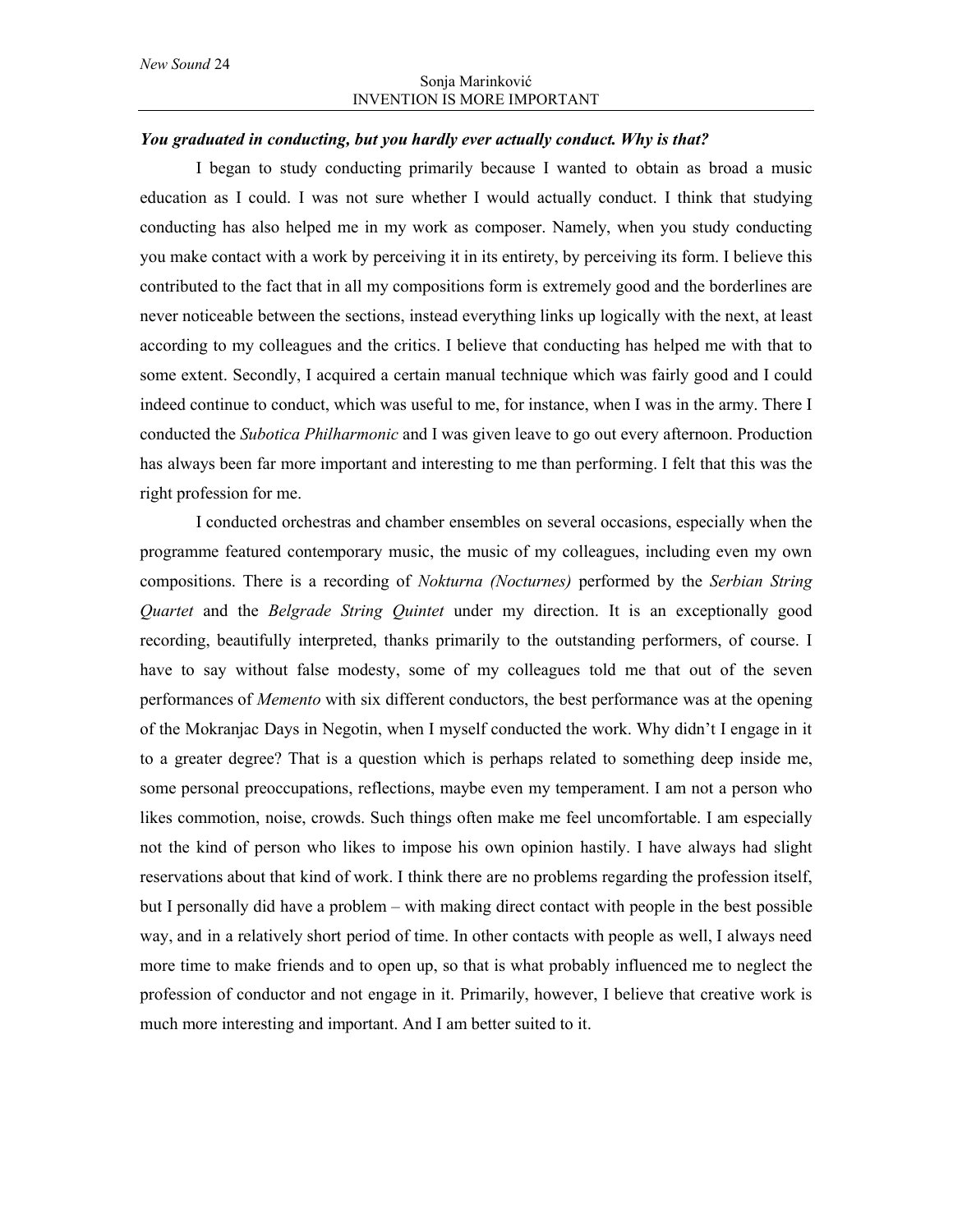***You graduated in conducting, but you hardly ever actually conduct. Why is that?***

I began to study conducting primarily because I wanted to obtain as broad a music education as I could. I was not sure whether I would actually conduct. I think that studying conducting has also helped me in my work as composer. Namely, when you study conducting you make contact with a work by perceiving it in its entirety, by perceiving its form. I believe this contributed to the fact that in all my compositions form is extremely good and the borderlines are never noticeable between the sections, instead everything links up logically with the next, at least according to my colleagues and the critics. I believe that conducting has helped me with that to some extent. Secondly, I acquired a certain manual technique which was fairly good and I could indeed continue to conduct, which was useful to me, for instance, when I was in the army. There I conducted the *Subotica Philharmonic* and I was given leave to go out every afternoon. Production has always been far more important and interesting to me than performing. I felt that this was the right profession for me.

I conducted orchestras and chamber ensembles on several occasions, especially when the programme featured contemporary music, the music of my colleagues, including even my own compositions. There is a recording of *Nokturna (Nocturnes)* performed by the *Serbian String Quartet* and the *Belgrade String Quintet* under my direction. It is an exceptionally good recording, beautifully interpreted, thanks primarily to the outstanding performers, of course. I have to say without false modesty, some of my colleagues told me that out of the seven performances of *Memento* with six different conductors, the best performance was at the opening of the Mokranjac Days in Negotin, when I myself conducted the work. Why didn't I engage in it to a greater degree? That is a question which is perhaps related to something deep inside me, some personal preoccupations, reflections, maybe even my temperament. I am not a person who likes commotion, noise, crowds. Such things often make me feel uncomfortable. I am especially not the kind of person who likes to impose his own opinion hastily. I have always had slight reservations about that kind of work. I think there are no problems regarding the profession itself, but I personally did have a problem – with making direct contact with people in the best possible way, and in a relatively short period of time. In other contacts with people as well, I always need more time to make friends and to open up, so that is what probably influenced me to neglect the profession of conductor and not engage in it. Primarily, however, I believe that creative work is much more interesting and important. And I am better suited to it.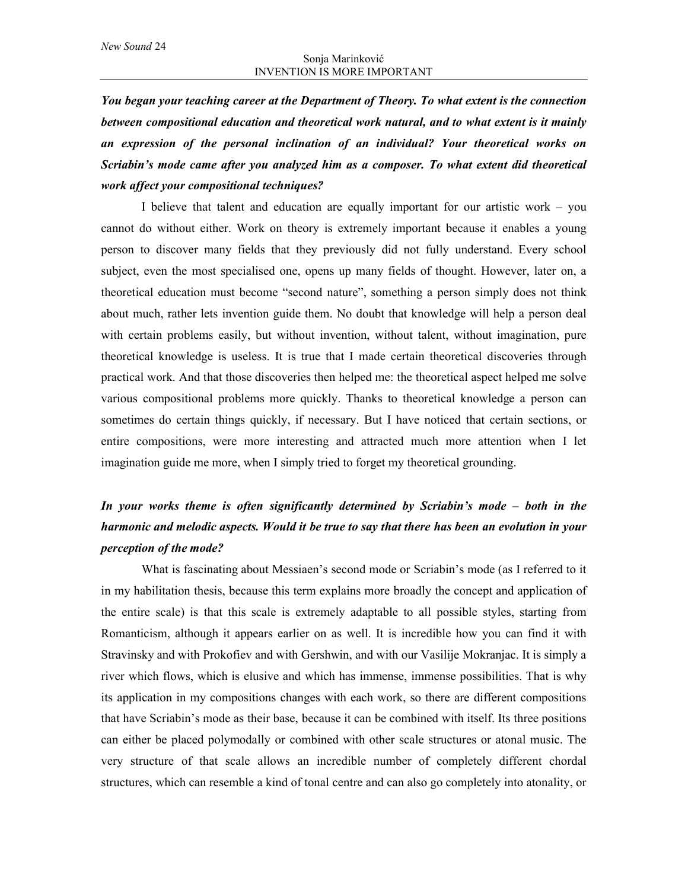***You began your teaching career at the Department of Theory. To what extent is the connection between compositional education and theoretical work natural, and to what extent is it mainly an expression of the personal inclination of an individual? Your theoretical works on Scriabin's mode came after you analyzed him as a composer. To what extent did theoretical work affect your compositional techniques?***

I believe that talent and education are equally important for our artistic work – you cannot do without either. Work on theory is extremely important because it enables a young person to discover many fields that they previously did not fully understand. Every school subject, even the most specialised one, opens up many fields of thought. However, later on, a theoretical education must become "second nature", something a person simply does not think about much, rather lets invention guide them. No doubt that knowledge will help a person deal with certain problems easily, but without invention, without talent, without imagination, pure theoretical knowledge is useless. It is true that I made certain theoretical discoveries through practical work. And that those discoveries then helped me: the theoretical aspect helped me solve various compositional problems more quickly. Thanks to theoretical knowledge a person can sometimes do certain things quickly, if necessary. But I have noticed that certain sections, or entire compositions, were more interesting and attracted much more attention when I let imagination guide me more, when I simply tried to forget my theoretical grounding.

***In your works theme is often significantly determined by Scriabin's mode – both in the harmonic and melodic aspects. Would it be true to say that there has been an evolution in your perception of the mode?***

What is fascinating about Messiaen's second mode or Scriabin's mode (as I referred to it in my habilitation thesis, because this term explains more broadly the concept and application of the entire scale) is that this scale is extremely adaptable to all possible styles, starting from Romanticism, although it appears earlier on as well. It is incredible how you can find it with Stravinsky and with Prokofiev and with Gershwin, and with our Vasilije Mokranjac. It is simply a river which flows, which is elusive and which has immense, immense possibilities. That is why its application in my compositions changes with each work, so there are different compositions that have Scriabin's mode as their base, because it can be combined with itself. Its three positions can either be placed polymodally or combined with other scale structures or atonal music. The very structure of that scale allows an incredible number of completely different chordal structures, which can resemble a kind of tonal centre and can also go completely into atonality, or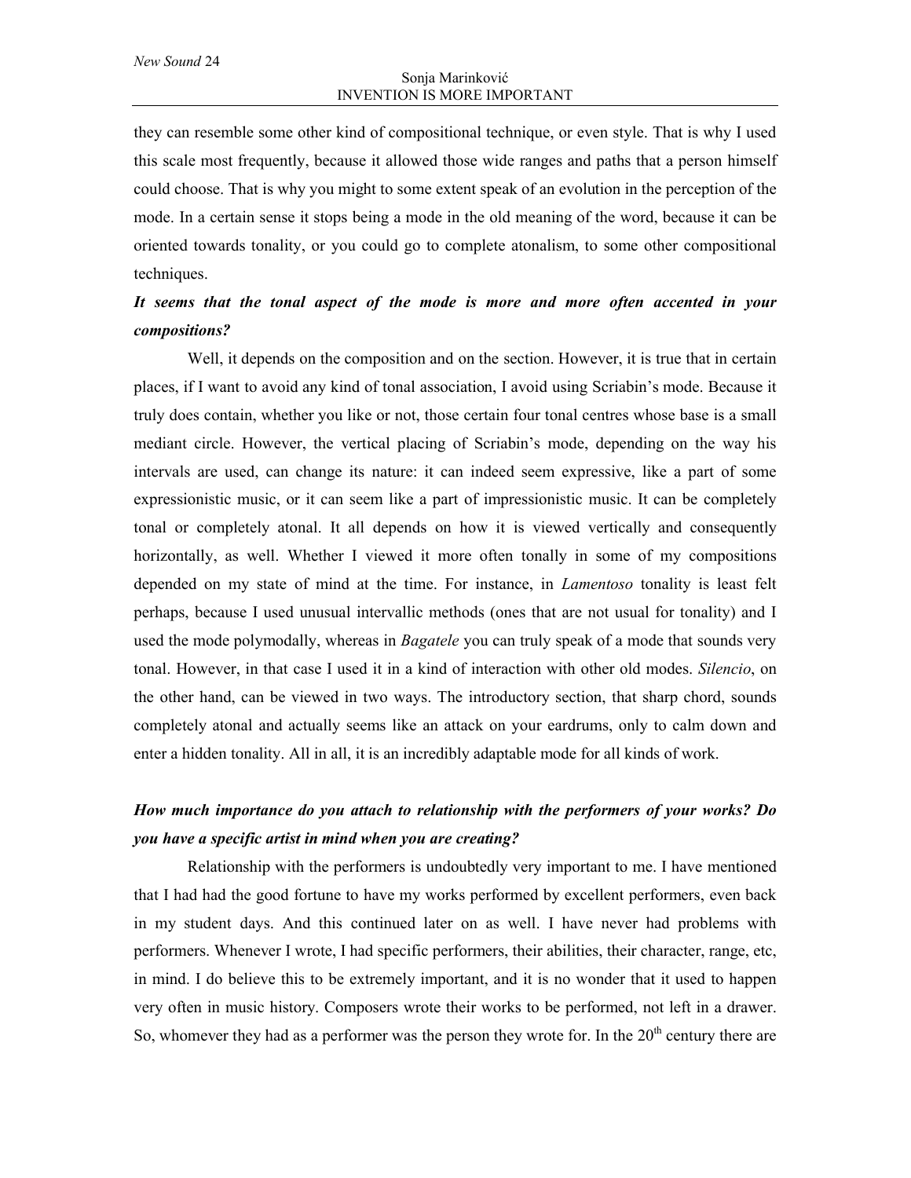they can resemble some other kind of compositional technique, or even style. That is why I used this scale most frequently, because it allowed those wide ranges and paths that a person himself could choose. That is why you might to some extent speak of an evolution in the perception of the mode. In a certain sense it stops being a mode in the old meaning of the word, because it can be oriented towards tonality, or you could go to complete atonalism, to some other compositional techniques.

***It seems that the tonal aspect of the mode is more and more often accented in your compositions?***

Well, it depends on the composition and on the section. However, it is true that in certain places, if I want to avoid any kind of tonal association, I avoid using Scriabin's mode. Because it truly does contain, whether you like or not, those certain four tonal centres whose base is a small mediant circle. However, the vertical placing of Scriabin's mode, depending on the way his intervals are used, can change its nature: it can indeed seem expressive, like a part of some expressionistic music, or it can seem like a part of impressionistic music. It can be completely tonal or completely atonal. It all depends on how it is viewed vertically and consequently horizontally, as well. Whether I viewed it more often tonally in some of my compositions depended on my state of mind at the time. For instance, in *Lamentoso* tonality is least felt perhaps, because I used unusual intervallic methods (ones that are not usual for tonality) and I used the mode polymodally, whereas in *Bagatele* you can truly speak of a mode that sounds very tonal. However, in that case I used it in a kind of interaction with other old modes. *Silencio*, on the other hand, can be viewed in two ways. The introductory section, that sharp chord, sounds completely atonal and actually seems like an attack on your eardrums, only to calm down and enter a hidden tonality. All in all, it is an incredibly adaptable mode for all kinds of work.

***How much importance do you attach to relationship with the performers of your works? Do you have a specific artist in mind when you are creating?***

Relationship with the performers is undoubtedly very important to me. I have mentioned that I had had the good fortune to have my works performed by excellent performers, even back in my student days. And this continued later on as well. I have never had problems with performers. Whenever I wrote, I had specific performers, their abilities, their character, range, etc, in mind. I do believe this to be extremely important, and it is no wonder that it used to happen very often in music history. Composers wrote their works to be performed, not left in a drawer. So, whomever they had as a performer was the person they wrote for. In the 20th century there are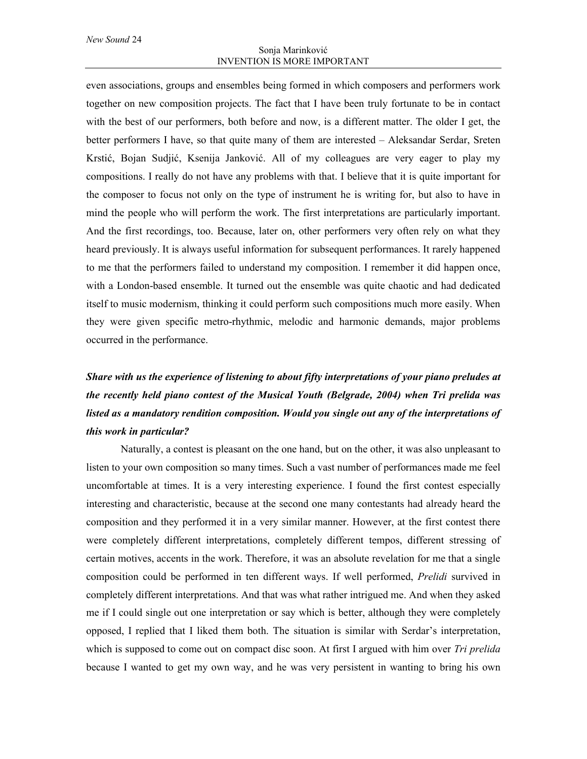even associations, groups and ensembles being formed in which composers and performers work together on new composition projects. The fact that I have been truly fortunate to be in contact with the best of our performers, both before and now, is a different matter. The older I get, the better performers I have, so that quite many of them are interested – Aleksandar Serdar, Sreten Krstić, Bojan Sudjić, Ksenija Janković. All of my colleagues are very eager to play my compositions. I really do not have any problems with that. I believe that it is quite important for the composer to focus not only on the type of instrument he is writing for, but also to have in mind the people who will perform the work. The first interpretations are particularly important. And the first recordings, too. Because, later on, other performers very often rely on what they heard previously. It is always useful information for subsequent performances. It rarely happened to me that the performers failed to understand my composition. I remember it did happen once, with a London-based ensemble. It turned out the ensemble was quite chaotic and had dedicated itself to music modernism, thinking it could perform such compositions much more easily. When they were given specific metro-rhythmic, melodic and harmonic demands, major problems occurred in the performance.

***Share with us the experience of listening to about fifty interpretations of your piano preludes at the recently held piano contest of the Musical Youth (Belgrade, 2004) when Tri prelida was listed as a mandatory rendition composition. Would you single out any of the interpretations of this work in particular?***

Naturally, a contest is pleasant on the one hand, but on the other, it was also unpleasant to listen to your own composition so many times. Such a vast number of performances made me feel uncomfortable at times. It is a very interesting experience. I found the first contest especially interesting and characteristic, because at the second one many contestants had already heard the composition and they performed it in a very similar manner. However, at the first contest there were completely different interpretations, completely different tempos, different stressing of certain motives, accents in the work. Therefore, it was an absolute revelation for me that a single composition could be performed in ten different ways. If well performed, *Prelidi* survived in completely different interpretations. And that was what rather intrigued me. And when they asked me if I could single out one interpretation or say which is better, although they were completely opposed, I replied that I liked them both. The situation is similar with Serdar's interpretation, which is supposed to come out on compact disc soon. At first I argued with him over *Tri prelida* because I wanted to get my own way, and he was very persistent in wanting to bring his own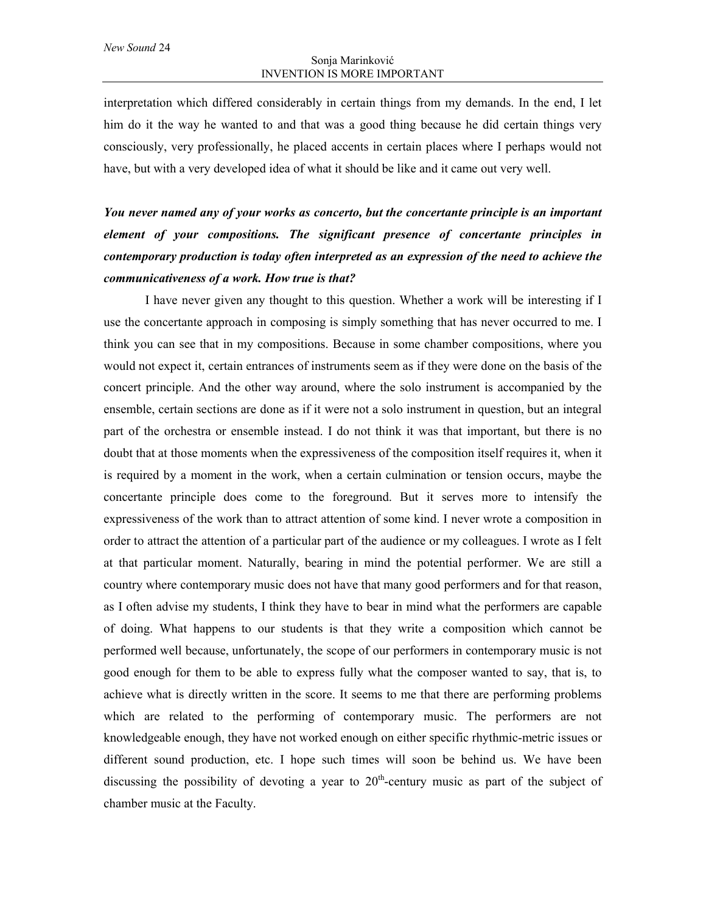interpretation which differed considerably in certain things from my demands. In the end, I let him do it the way he wanted to and that was a good thing because he did certain things very consciously, very professionally, he placed accents in certain places where I perhaps would not have, but with a very developed idea of what it should be like and it came out very well.

***You never named any of your works as concerto, but the concertante principle is an important element of your compositions. The significant presence of concertante principles in contemporary production is today often interpreted as an expression of the need to achieve the communicativeness of a work. How true is that?***

I have never given any thought to this question. Whether a work will be interesting if I use the concertante approach in composing is simply something that has never occurred to me. I think you can see that in my compositions. Because in some chamber compositions, where you would not expect it, certain entrances of instruments seem as if they were done on the basis of the concert principle. And the other way around, where the solo instrument is accompanied by the ensemble, certain sections are done as if it were not a solo instrument in question, but an integral part of the orchestra or ensemble instead. I do not think it was that important, but there is no doubt that at those moments when the expressiveness of the composition itself requires it, when it is required by a moment in the work, when a certain culmination or tension occurs, maybe the concertante principle does come to the foreground. But it serves more to intensify the expressiveness of the work than to attract attention of some kind. I never wrote a composition in order to attract the attention of a particular part of the audience or my colleagues. I wrote as I felt at that particular moment. Naturally, bearing in mind the potential performer. We are still a country where contemporary music does not have that many good performers and for that reason, as I often advise my students, I think they have to bear in mind what the performers are capable of doing. What happens to our students is that they write a composition which cannot be performed well because, unfortunately, the scope of our performers in contemporary music is not good enough for them to be able to express fully what the composer wanted to say, that is, to achieve what is directly written in the score. It seems to me that there are performing problems which are related to the performing of contemporary music. The performers are not knowledgeable enough, they have not worked enough on either specific rhythmic-metric issues or different sound production, etc. I hope such times will soon be behind us. We have been discussing the possibility of devoting a year to 20th-century music as part of the subject of chamber music at the Faculty.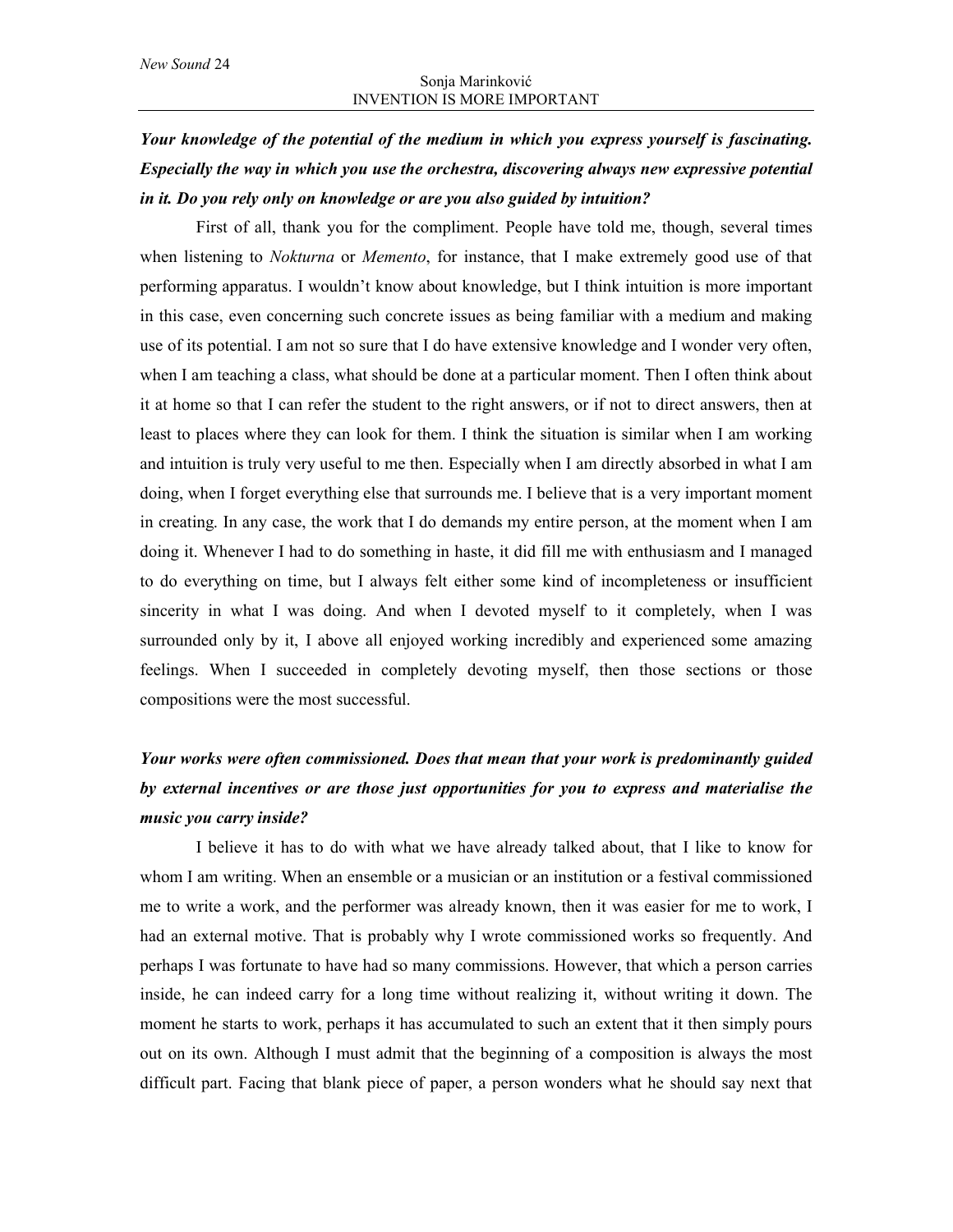***Your knowledge of the potential of the medium in which you express yourself is fascinating. Especially the way in which you use the orchestra, discovering always new expressive potential in it. Do you rely only on knowledge or are you also guided by intuition?***

First of all, thank you for the compliment. People have told me, though, several times when listening to *Nokturna* or *Memento*, for instance, that I make extremely good use of that performing apparatus. I wouldn't know about knowledge, but I think intuition is more important in this case, even concerning such concrete issues as being familiar with a medium and making use of its potential. I am not so sure that I do have extensive knowledge and I wonder very often, when I am teaching a class, what should be done at a particular moment. Then I often think about it at home so that I can refer the student to the right answers, or if not to direct answers, then at least to places where they can look for them. I think the situation is similar when I am working and intuition is truly very useful to me then. Especially when I am directly absorbed in what I am doing, when I forget everything else that surrounds me. I believe that is a very important moment in creating. In any case, the work that I do demands my entire person, at the moment when I am doing it. Whenever I had to do something in haste, it did fill me with enthusiasm and I managed to do everything on time, but I always felt either some kind of incompleteness or insufficient sincerity in what I was doing. And when I devoted myself to it completely, when I was surrounded only by it, I above all enjoyed working incredibly and experienced some amazing feelings. When I succeeded in completely devoting myself, then those sections or those compositions were the most successful.

***Your works were often commissioned. Does that mean that your work is predominantly guided by external incentives or are those just opportunities for you to express and materialise the music you carry inside?***

I believe it has to do with what we have already talked about, that I like to know for whom I am writing. When an ensemble or a musician or an institution or a festival commissioned me to write a work, and the performer was already known, then it was easier for me to work, I had an external motive. That is probably why I wrote commissioned works so frequently. And perhaps I was fortunate to have had so many commissions. However, that which a person carries inside, he can indeed carry for a long time without realizing it, without writing it down. The moment he starts to work, perhaps it has accumulated to such an extent that it then simply pours out on its own. Although I must admit that the beginning of a composition is always the most difficult part. Facing that blank piece of paper, a person wonders what he should say next that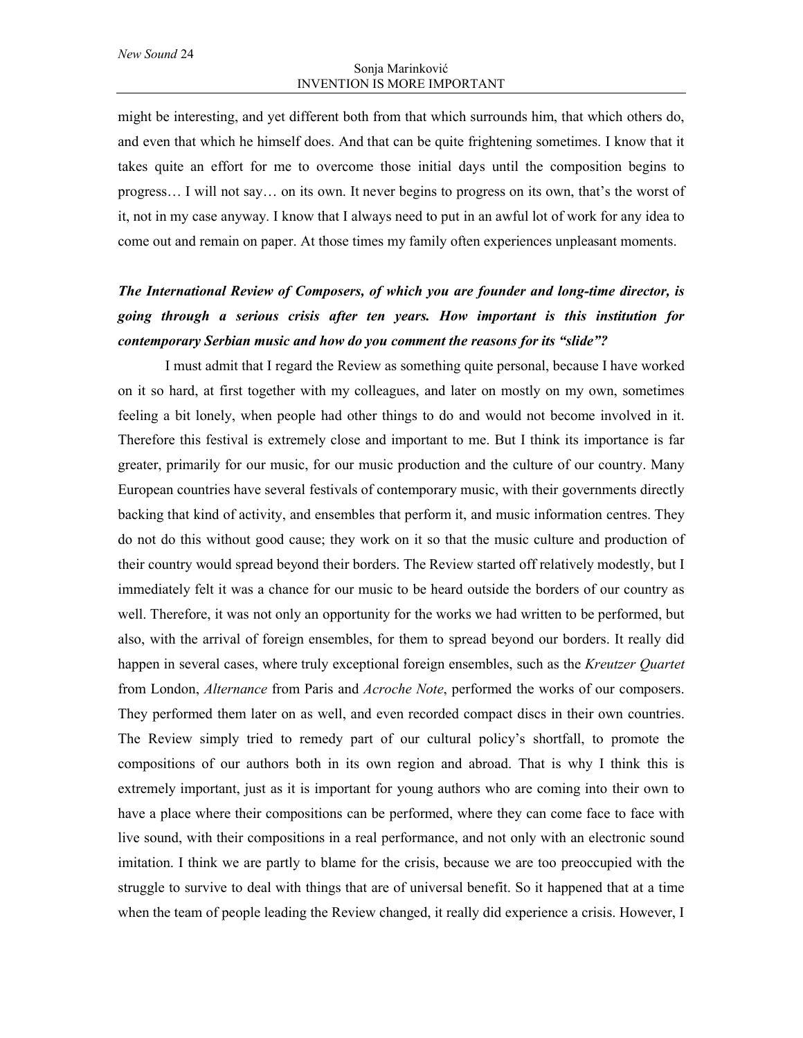might be interesting, and yet different both from that which surrounds him, that which others do, and even that which he himself does. And that can be quite frightening sometimes. I know that it takes quite an effort for me to overcome those initial days until the composition begins to progress… I will not say… on its own. It never begins to progress on its own, that's the worst of it, not in my case anyway. I know that I always need to put in an awful lot of work for any idea to come out and remain on paper. At those times my family often experiences unpleasant moments.

***The International Review of Composers, of which you are founder and long-time director, is going through a serious crisis after ten years. How important is this institution for contemporary Serbian music and how do you comment the reasons for its "slide"?***

I must admit that I regard the Review as something quite personal, because I have worked on it so hard, at first together with my colleagues, and later on mostly on my own, sometimes feeling a bit lonely, when people had other things to do and would not become involved in it. Therefore this festival is extremely close and important to me. But I think its importance is far greater, primarily for our music, for our music production and the culture of our country. Many European countries have several festivals of contemporary music, with their governments directly backing that kind of activity, and ensembles that perform it, and music information centres. They do not do this without good cause; they work on it so that the music culture and production of their country would spread beyond their borders. The Review started off relatively modestly, but I immediately felt it was a chance for our music to be heard outside the borders of our country as well. Therefore, it was not only an opportunity for the works we had written to be performed, but also, with the arrival of foreign ensembles, for them to spread beyond our borders. It really did happen in several cases, where truly exceptional foreign ensembles, such as the *Kreutzer Quartet* from London, *Alternance* from Paris and *Acroche Note*, performed the works of our composers. They performed them later on as well, and even recorded compact discs in their own countries. The Review simply tried to remedy part of our cultural policy's shortfall, to promote the compositions of our authors both in its own region and abroad. That is why I think this is extremely important, just as it is important for young authors who are coming into their own to have a place where their compositions can be performed, where they can come face to face with live sound, with their compositions in a real performance, and not only with an electronic sound imitation. I think we are partly to blame for the crisis, because we are too preoccupied with the struggle to survive to deal with things that are of universal benefit. So it happened that at a time when the team of people leading the Review changed, it really did experience a crisis. However, I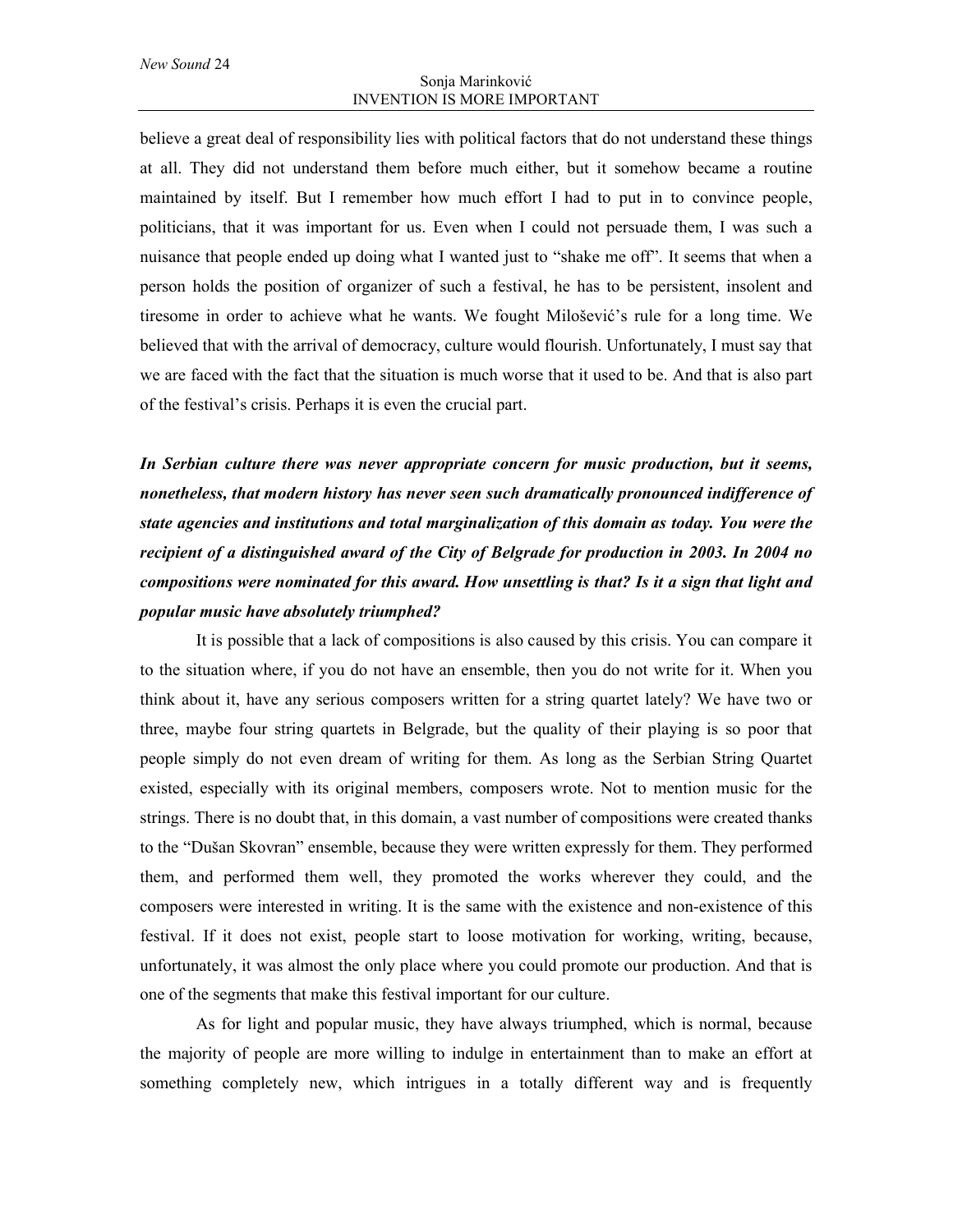believe a great deal of responsibility lies with political factors that do not understand these things at all. They did not understand them before much either, but it somehow became a routine maintained by itself. But I remember how much effort I had to put in to convince people, politicians, that it was important for us. Even when I could not persuade them, I was such a nuisance that people ended up doing what I wanted just to "shake me off". It seems that when a person holds the position of organizer of such a festival, he has to be persistent, insolent and tiresome in order to achieve what he wants. We fought Milošević's rule for a long time. We believed that with the arrival of democracy, culture would flourish. Unfortunately, I must say that we are faced with the fact that the situation is much worse that it used to be. And that is also part of the festival's crisis. Perhaps it is even the crucial part.

***In Serbian culture there was never appropriate concern for music production, but it seems, nonetheless, that modern history has never seen such dramatically pronounced indifference of state agencies and institutions and total marginalization of this domain as today. You were the recipient of a distinguished award of the City of Belgrade for production in 2003. In 2004 no compositions were nominated for this award. How unsettling is that? Is it a sign that light and popular music have absolutely triumphed?***

It is possible that a lack of compositions is also caused by this crisis. You can compare it to the situation where, if you do not have an ensemble, then you do not write for it. When you think about it, have any serious composers written for a string quartet lately? We have two or three, maybe four string quartets in Belgrade, but the quality of their playing is so poor that people simply do not even dream of writing for them. As long as the Serbian String Quartet existed, especially with its original members, composers wrote. Not to mention music for the strings. There is no doubt that, in this domain, a vast number of compositions were created thanks to the "Dušan Skovran" ensemble, because they were written expressly for them. They performed them, and performed them well, they promoted the works wherever they could, and the composers were interested in writing. It is the same with the existence and non-existence of this festival. If it does not exist, people start to loose motivation for working, writing, because, unfortunately, it was almost the only place where you could promote our production. And that is one of the segments that make this festival important for our culture.

As for light and popular music, they have always triumphed, which is normal, because the majority of people are more willing to indulge in entertainment than to make an effort at something completely new, which intrigues in a totally different way and is frequently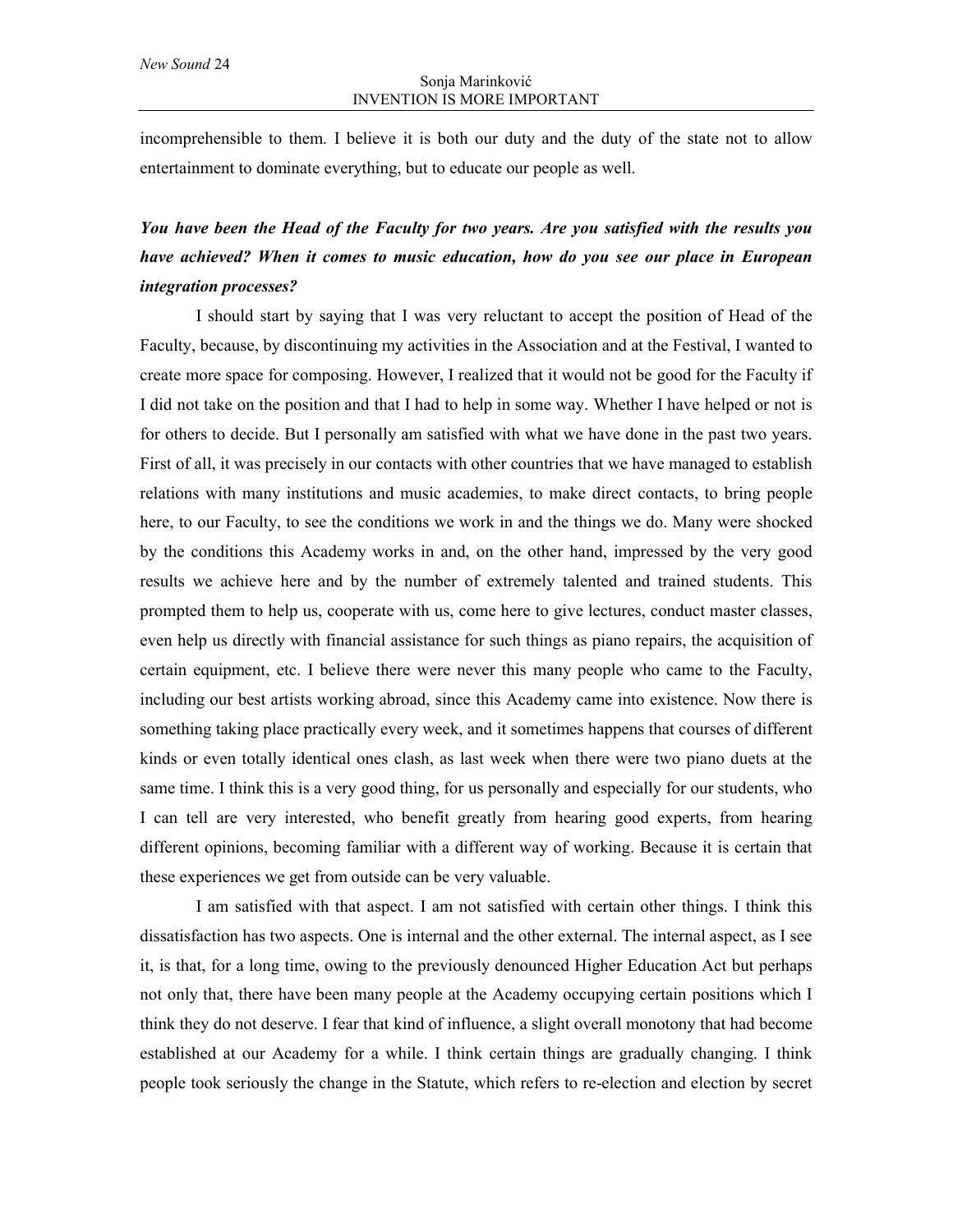incomprehensible to them. I believe it is both our duty and the duty of the state not to allow entertainment to dominate everything, but to educate our people as well.

***You have been the Head of the Faculty for two years. Are you satisfied with the results you have achieved? When it comes to music education, how do you see our place in European integration processes?***

I should start by saying that I was very reluctant to accept the position of Head of the Faculty, because, by discontinuing my activities in the Association and at the Festival, I wanted to create more space for composing. However, I realized that it would not be good for the Faculty if I did not take on the position and that I had to help in some way. Whether I have helped or not is for others to decide. But I personally am satisfied with what we have done in the past two years. First of all, it was precisely in our contacts with other countries that we have managed to establish relations with many institutions and music academies, to make direct contacts, to bring people here, to our Faculty, to see the conditions we work in and the things we do. Many were shocked by the conditions this Academy works in and, on the other hand, impressed by the very good results we achieve here and by the number of extremely talented and trained students. This prompted them to help us, cooperate with us, come here to give lectures, conduct master classes, even help us directly with financial assistance for such things as piano repairs, the acquisition of certain equipment, etc. I believe there were never this many people who came to the Faculty, including our best artists working abroad, since this Academy came into existence. Now there is something taking place practically every week, and it sometimes happens that courses of different kinds or even totally identical ones clash, as last week when there were two piano duets at the same time. I think this is a very good thing, for us personally and especially for our students, who I can tell are very interested, who benefit greatly from hearing good experts, from hearing different opinions, becoming familiar with a different way of working. Because it is certain that these experiences we get from outside can be very valuable.

I am satisfied with that aspect. I am not satisfied with certain other things. I think this dissatisfaction has two aspects. One is internal and the other external. The internal aspect, as I see it, is that, for a long time, owing to the previously denounced Higher Education Act but perhaps not only that, there have been many people at the Academy occupying certain positions which I think they do not deserve. I fear that kind of influence, a slight overall monotony that had become established at our Academy for a while. I think certain things are gradually changing. I think people took seriously the change in the Statute, which refers to re-election and election by secret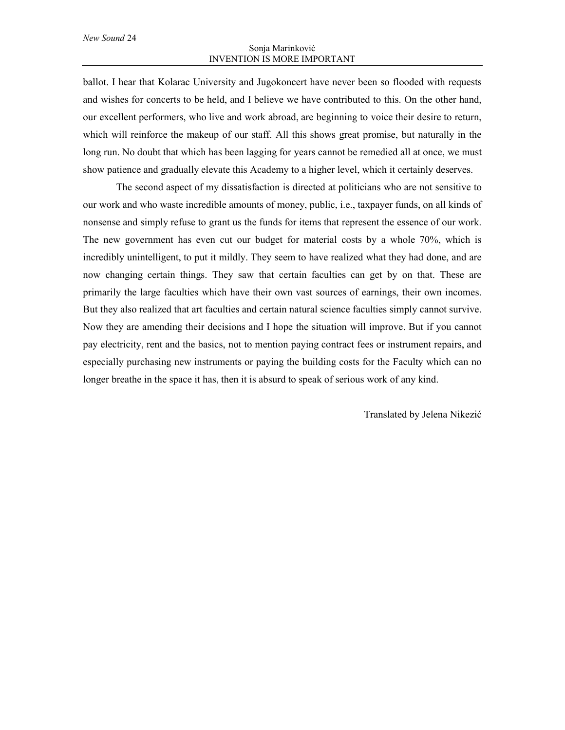ballot. I hear that Kolarac University and Jugokoncert have never been so flooded with requests and wishes for concerts to be held, and I believe we have contributed to this. On the other hand, our excellent performers, who live and work abroad, are beginning to voice their desire to return, which will reinforce the makeup of our staff. All this shows great promise, but naturally in the long run. No doubt that which has been lagging for years cannot be remedied all at once, we must show patience and gradually elevate this Academy to a higher level, which it certainly deserves.

The second aspect of my dissatisfaction is directed at politicians who are not sensitive to our work and who waste incredible amounts of money, public, i.e., taxpayer funds, on all kinds of nonsense and simply refuse to grant us the funds for items that represent the essence of our work. The new government has even cut our budget for material costs by a whole 70%, which is incredibly unintelligent, to put it mildly. They seem to have realized what they had done, and are now changing certain things. They saw that certain faculties can get by on that. These are primarily the large faculties which have their own vast sources of earnings, their own incomes. But they also realized that art faculties and certain natural science faculties simply cannot survive. Now they are amending their decisions and I hope the situation will improve. But if you cannot pay electricity, rent and the basics, not to mention paying contract fees or instrument repairs, and especially purchasing new instruments or paying the building costs for the Faculty which can no longer breathe in the space it has, then it is absurd to speak of serious work of any kind.

Translated by Jelena Nikezić